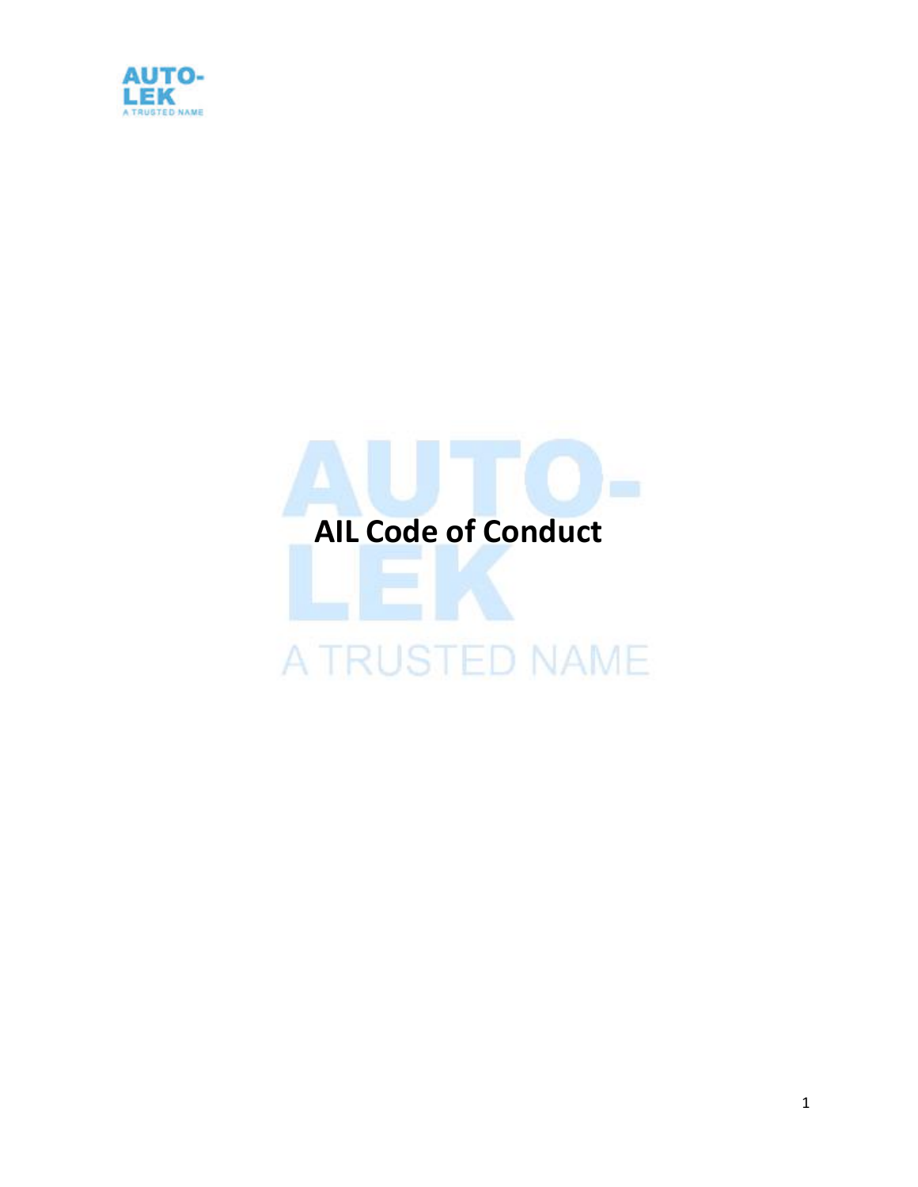# AIL Code of Conduct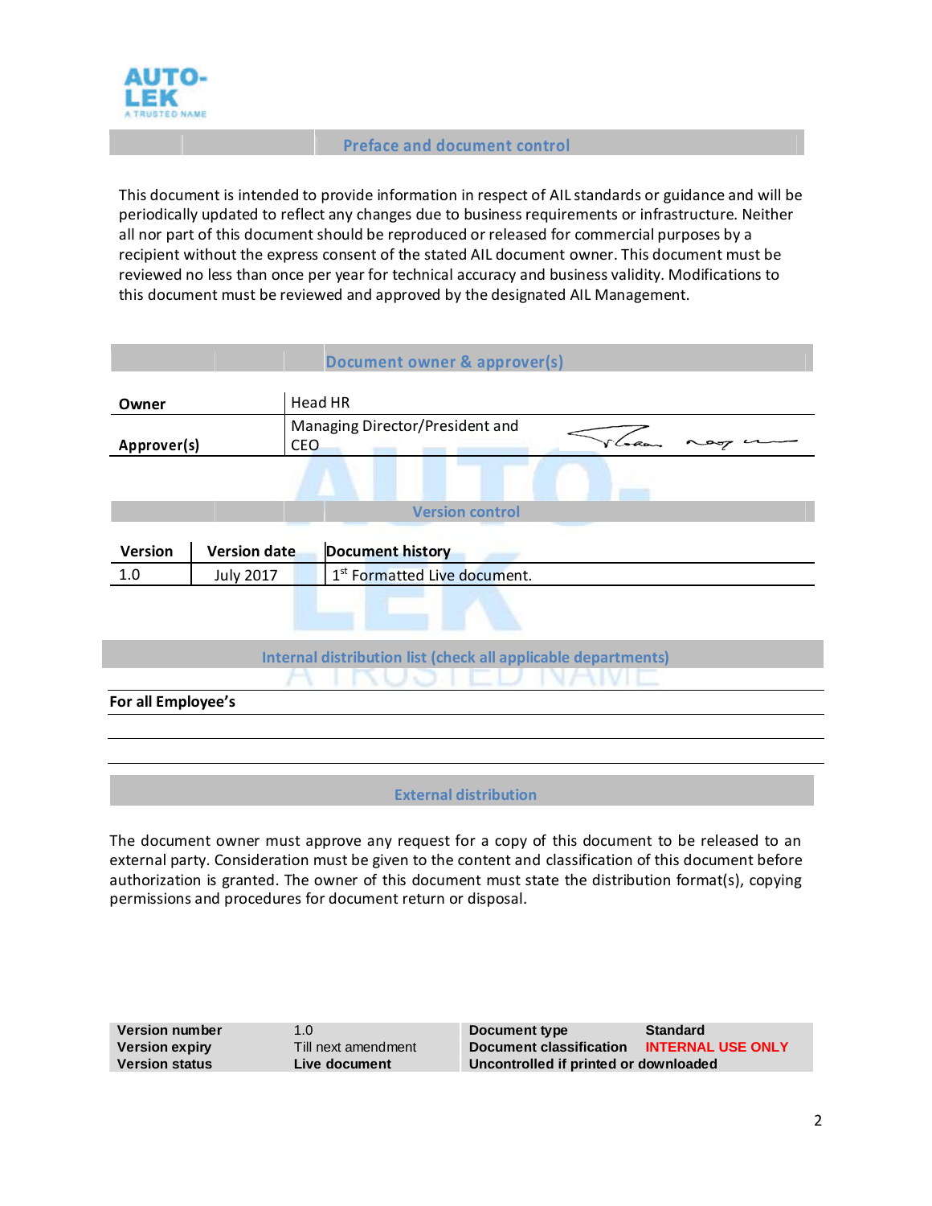## Preface and document control

This document is intended to provide information in respect of AIL standards or guidance and will be periodically updated to reflect any changes due to business requirements or infrastructure. Neither all nor part of this document should be reproduced or released for commercial purposes by a recipient without the express consent of the stated AIL document owner. This document must be reviewed no less than once per year for technical accuracy and business validity. Modifications to this document must be reviewed and approved by the designated AIL Management.

## Document owner & approver(s)

| | |
|---|---|
| **Owner** | Head HR |
| **Approver(s)** | Managing Director/President and CEO |

## Version control

| Version | Version date | Document history |
|---|---|---|
| 1.0 | July 2017 | 1st Formatted Live document. |

## Internal distribution list (check all applicable departments)

**For all Employee's**

## External distribution

The document owner must approve any request for a copy of this document to be released to an external party. Consideration must be given to the content and classification of this document before authorization is granted. The owner of this document must state the distribution format(s), copying permissions and procedures for document return or disposal.

| | | | |
|---|---|---|---|
| **Version number** | 1.0 | **Document type** | **Standard** |
| **Version expiry** | Till next amendment | **Document classification** | **INTERNAL USE ONLY** |
| **Version status** | **Live document** | **Uncontrolled if printed or downloaded** | |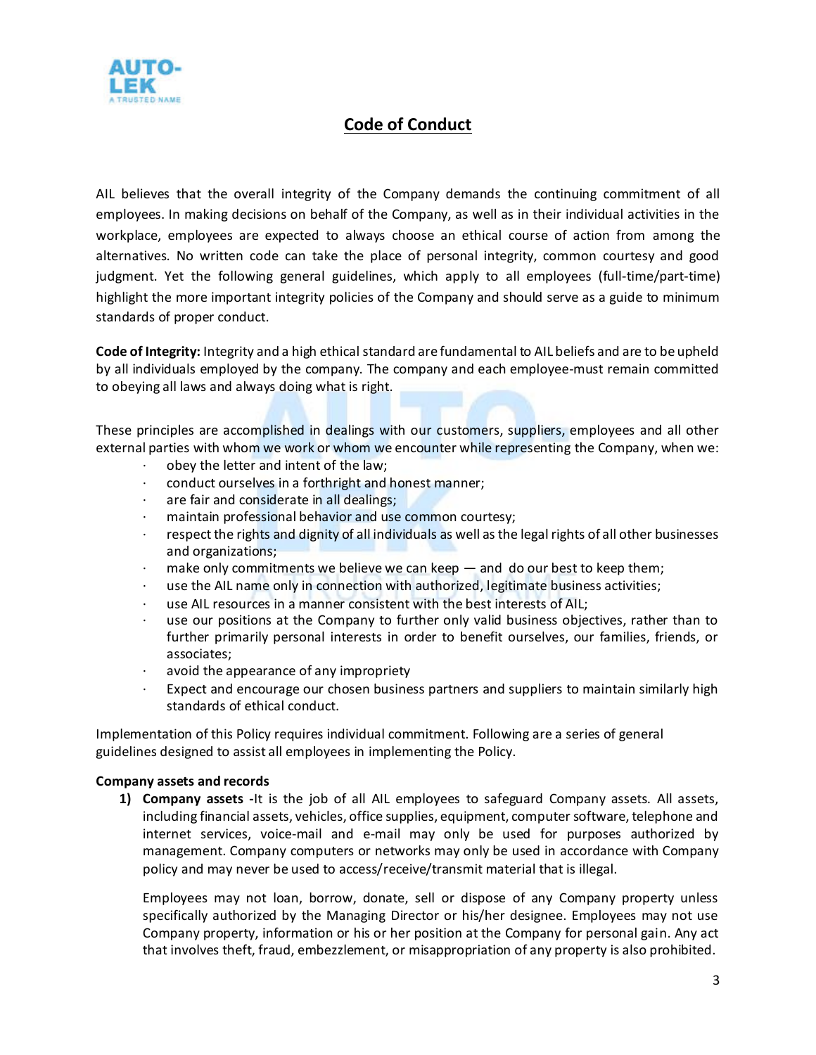## Code of Conduct

AIL believes that the overall integrity of the Company demands the continuing commitment of all employees. In making decisions on behalf of the Company, as well as in their individual activities in the workplace, employees are expected to always choose an ethical course of action from among the alternatives. No written code can take the place of personal integrity, common courtesy and good judgment. Yet the following general guidelines, which apply to all employees (full-time/part-time) highlight the more important integrity policies of the Company and should serve as a guide to minimum standards of proper conduct.

**Code of Integrity:** Integrity and a high ethical standard are fundamental to AIL beliefs and are to be upheld by all individuals employed by the company. The company and each employee-must remain committed to obeying all laws and always doing what is right.

These principles are accomplished in dealings with our customers, suppliers, employees and all other external parties with whom we work or whom we encounter while representing the Company, when we:

- obey the letter and intent of the law;
- conduct ourselves in a forthright and honest manner;
- are fair and considerate in all dealings;
- maintain professional behavior and use common courtesy;
- respect the rights and dignity of all individuals as well as the legal rights of all other businesses and organizations;
- make only commitments we believe we can keep — and do our best to keep them;
- use the AIL name only in connection with authorized, legitimate business activities;
- use AIL resources in a manner consistent with the best interests of AIL;
- use our positions at the Company to further only valid business objectives, rather than to further primarily personal interests in order to benefit ourselves, our families, friends, or associates;
- avoid the appearance of any impropriety
- Expect and encourage our chosen business partners and suppliers to maintain similarly high standards of ethical conduct.

Implementation of this Policy requires individual commitment. Following are a series of general guidelines designed to assist all employees in implementing the Policy.

**Company assets and records**

1) **Company assets -** It is the job of all AIL employees to safeguard Company assets. All assets, including financial assets, vehicles, office supplies, equipment, computer software, telephone and internet services, voice-mail and e-mail may only be used for purposes authorized by management. Company computers or networks may only be used in accordance with Company policy and may never be used to access/receive/transmit material that is illegal.

   Employees may not loan, borrow, donate, sell or dispose of any Company property unless specifically authorized by the Managing Director or his/her designee. Employees may not use Company property, information or his or her position at the Company for personal gain. Any act that involves theft, fraud, embezzlement, or misappropriation of any property is also prohibited.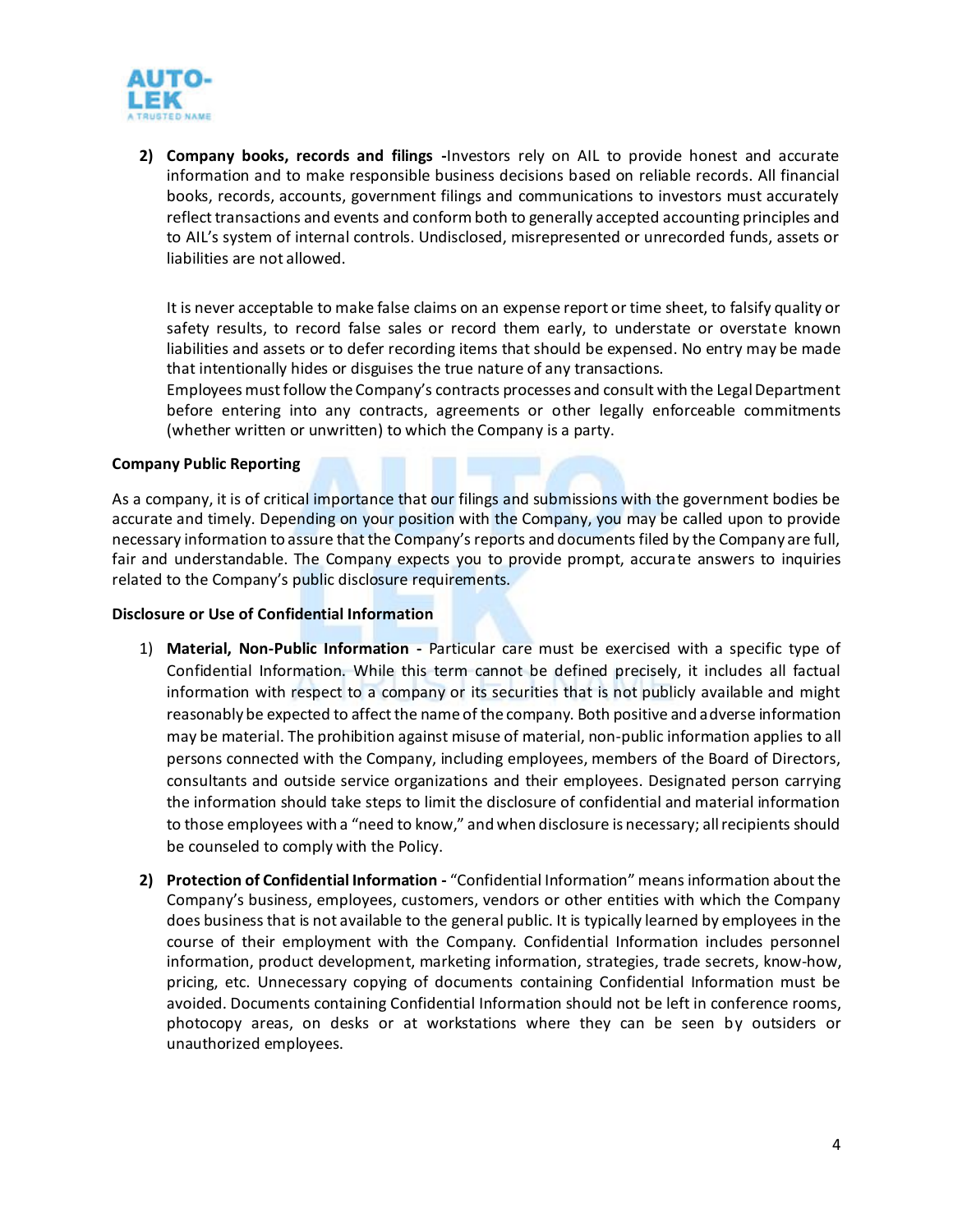2) **Company books, records and filings -**Investors rely on AIL to provide honest and accurate information and to make responsible business decisions based on reliable records. All financial books, records, accounts, government filings and communications to investors must accurately reflect transactions and events and conform both to generally accepted accounting principles and to AIL's system of internal controls. Undisclosed, misrepresented or unrecorded funds, assets or liabilities are not allowed.

   It is never acceptable to make false claims on an expense report or time sheet, to falsify quality or safety results, to record false sales or record them early, to understate or overstate known liabilities and assets or to defer recording items that should be expensed. No entry may be made that intentionally hides or disguises the true nature of any transactions.
   Employees must follow the Company's contracts processes and consult with the Legal Department before entering into any contracts, agreements or other legally enforceable commitments (whether written or unwritten) to which the Company is a party.

**Company Public Reporting**

As a company, it is of critical importance that our filings and submissions with the government bodies be accurate and timely. Depending on your position with the Company, you may be called upon to provide necessary information to assure that the Company's reports and documents filed by the Company are full, fair and understandable. The Company expects you to provide prompt, accurate answers to inquiries related to the Company's public disclosure requirements.

**Disclosure or Use of Confidential Information**

1) **Material, Non-Public Information -** Particular care must be exercised with a specific type of Confidential Information. While this term cannot be defined precisely, it includes all factual information with respect to a company or its securities that is not publicly available and might reasonably be expected to affect the name of the company. Both positive and adverse information may be material. The prohibition against misuse of material, non-public information applies to all persons connected with the Company, including employees, members of the Board of Directors, consultants and outside service organizations and their employees. Designated person carrying the information should take steps to limit the disclosure of confidential and material information to those employees with a "need to know," and when disclosure is necessary; all recipients should be counseled to comply with the Policy.

2) **Protection of Confidential Information -** "Confidential Information" means information about the Company's business, employees, customers, vendors or other entities with which the Company does business that is not available to the general public. It is typically learned by employees in the course of their employment with the Company. Confidential Information includes personnel information, product development, marketing information, strategies, trade secrets, know-how, pricing, etc. Unnecessary copying of documents containing Confidential Information must be avoided. Documents containing Confidential Information should not be left in conference rooms, photocopy areas, on desks or at workstations where they can be seen by outsiders or unauthorized employees.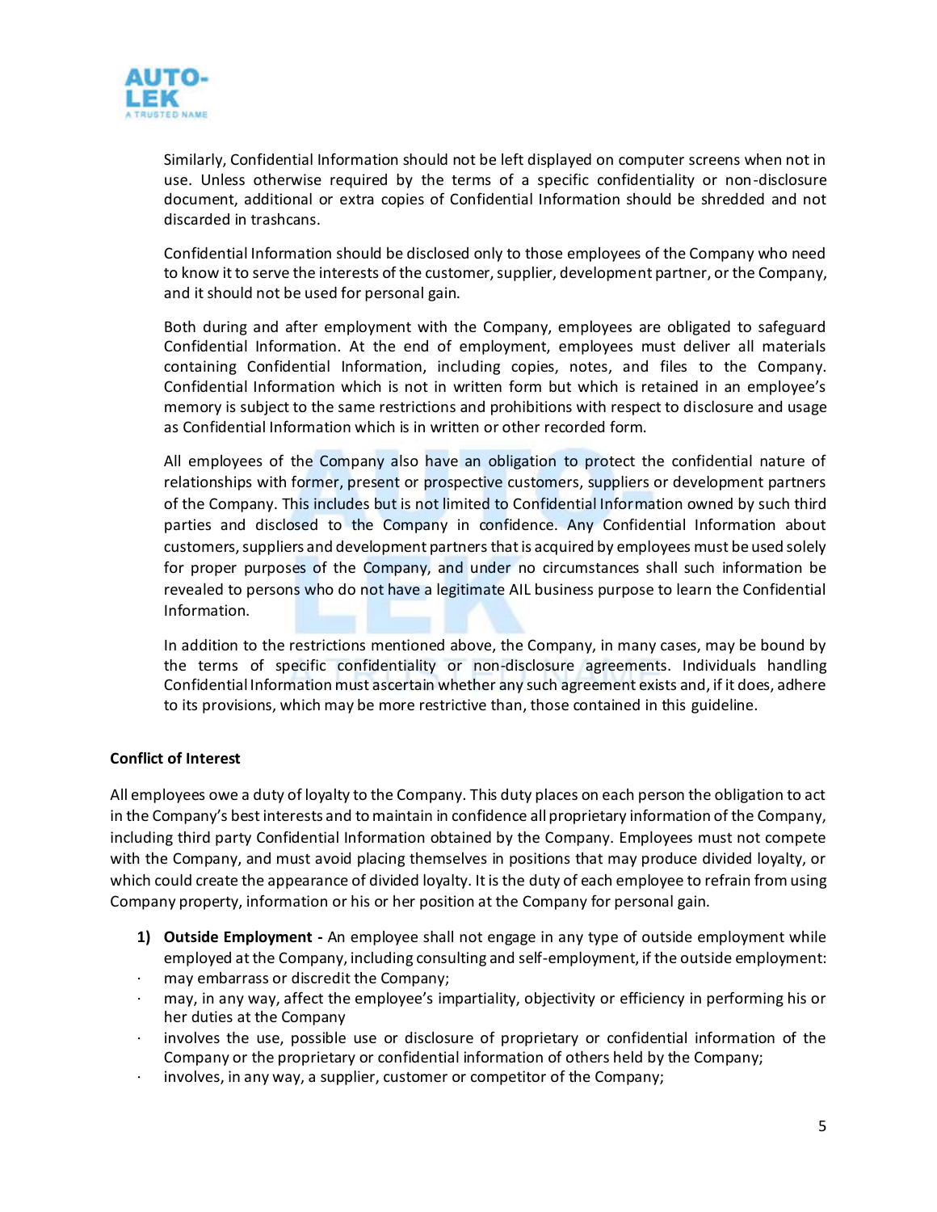Similarly, Confidential Information should not be left displayed on computer screens when not in use. Unless otherwise required by the terms of a specific confidentiality or non-disclosure document, additional or extra copies of Confidential Information should be shredded and not discarded in trashcans.

Confidential Information should be disclosed only to those employees of the Company who need to know it to serve the interests of the customer, supplier, development partner, or the Company, and it should not be used for personal gain.

Both during and after employment with the Company, employees are obligated to safeguard Confidential Information. At the end of employment, employees must deliver all materials containing Confidential Information, including copies, notes, and files to the Company. Confidential Information which is not in written form but which is retained in an employee's memory is subject to the same restrictions and prohibitions with respect to disclosure and usage as Confidential Information which is in written or other recorded form.

All employees of the Company also have an obligation to protect the confidential nature of relationships with former, present or prospective customers, suppliers or development partners of the Company. This includes but is not limited to Confidential Information owned by such third parties and disclosed to the Company in confidence. Any Confidential Information about customers, suppliers and development partners that is acquired by employees must be used solely for proper purposes of the Company, and under no circumstances shall such information be revealed to persons who do not have a legitimate AIL business purpose to learn the Confidential Information.

In addition to the restrictions mentioned above, the Company, in many cases, may be bound by the terms of specific confidentiality or non-disclosure agreements. Individuals handling Confidential Information must ascertain whether any such agreement exists and, if it does, adhere to its provisions, which may be more restrictive than, those contained in this guideline.

**Conflict of Interest**

All employees owe a duty of loyalty to the Company. This duty places on each person the obligation to act in the Company's best interests and to maintain in confidence all proprietary information of the Company, including third party Confidential Information obtained by the Company. Employees must not compete with the Company, and must avoid placing themselves in positions that may produce divided loyalty, or which could create the appearance of divided loyalty. It is the duty of each employee to refrain from using Company property, information or his or her position at the Company for personal gain.

1) **Outside Employment -** An employee shall not engage in any type of outside employment while employed at the Company, including consulting and self-employment, if the outside employment:
   - may embarrass or discredit the Company;
   - may, in any way, affect the employee's impartiality, objectivity or efficiency in performing his or her duties at the Company
   - involves the use, possible use or disclosure of proprietary or confidential information of the Company or the proprietary or confidential information of others held by the Company;
   - involves, in any way, a supplier, customer or competitor of the Company;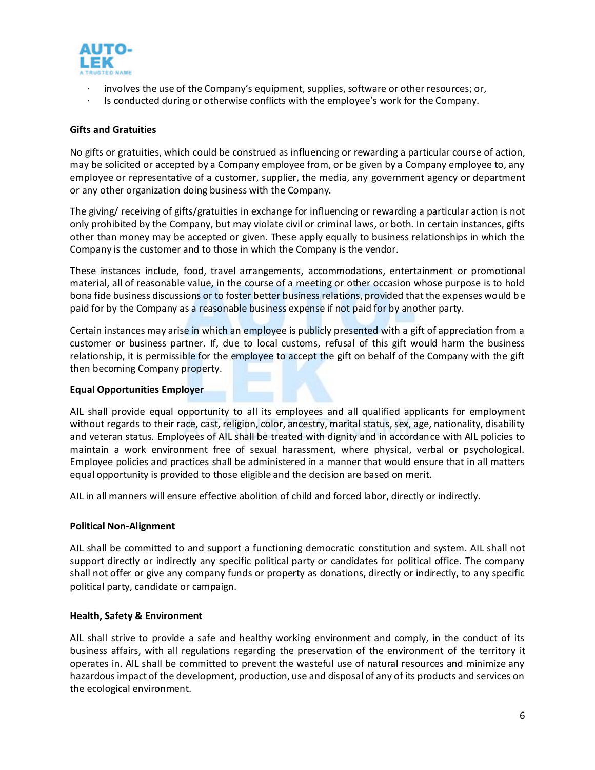- involves the use of the Company's equipment, supplies, software or other resources; or,
- Is conducted during or otherwise conflicts with the employee's work for the Company.

**Gifts and Gratuities**

No gifts or gratuities, which could be construed as influencing or rewarding a particular course of action, may be solicited or accepted by a Company employee from, or be given by a Company employee to, any employee or representative of a customer, supplier, the media, any government agency or department or any other organization doing business with the Company.

The giving/ receiving of gifts/gratuities in exchange for influencing or rewarding a particular action is not only prohibited by the Company, but may violate civil or criminal laws, or both. In certain instances, gifts other than money may be accepted or given. These apply equally to business relationships in which the Company is the customer and to those in which the Company is the vendor.

These instances include, food, travel arrangements, accommodations, entertainment or promotional material, all of reasonable value, in the course of a meeting or other occasion whose purpose is to hold bona fide business discussions or to foster better business relations, provided that the expenses would be paid for by the Company as a reasonable business expense if not paid for by another party.

Certain instances may arise in which an employee is publicly presented with a gift of appreciation from a customer or business partner. If, due to local customs, refusal of this gift would harm the business relationship, it is permissible for the employee to accept the gift on behalf of the Company with the gift then becoming Company property.

**Equal Opportunities Employer**

AIL shall provide equal opportunity to all its employees and all qualified applicants for employment without regards to their race, cast, religion, color, ancestry, marital status, sex, age, nationality, disability and veteran status. Employees of AIL shall be treated with dignity and in accordance with AIL policies to maintain a work environment free of sexual harassment, where physical, verbal or psychological. Employee policies and practices shall be administered in a manner that would ensure that in all matters equal opportunity is provided to those eligible and the decision are based on merit.

AIL in all manners will ensure effective abolition of child and forced labor, directly or indirectly.

**Political Non-Alignment**

AIL shall be committed to and support a functioning democratic constitution and system. AIL shall not support directly or indirectly any specific political party or candidates for political office. The company shall not offer or give any company funds or property as donations, directly or indirectly, to any specific political party, candidate or campaign.

**Health, Safety & Environment**

AIL shall strive to provide a safe and healthy working environment and comply, in the conduct of its business affairs, with all regulations regarding the preservation of the environment of the territory it operates in. AIL shall be committed to prevent the wasteful use of natural resources and minimize any hazardous impact of the development, production, use and disposal of any of its products and services on the ecological environment.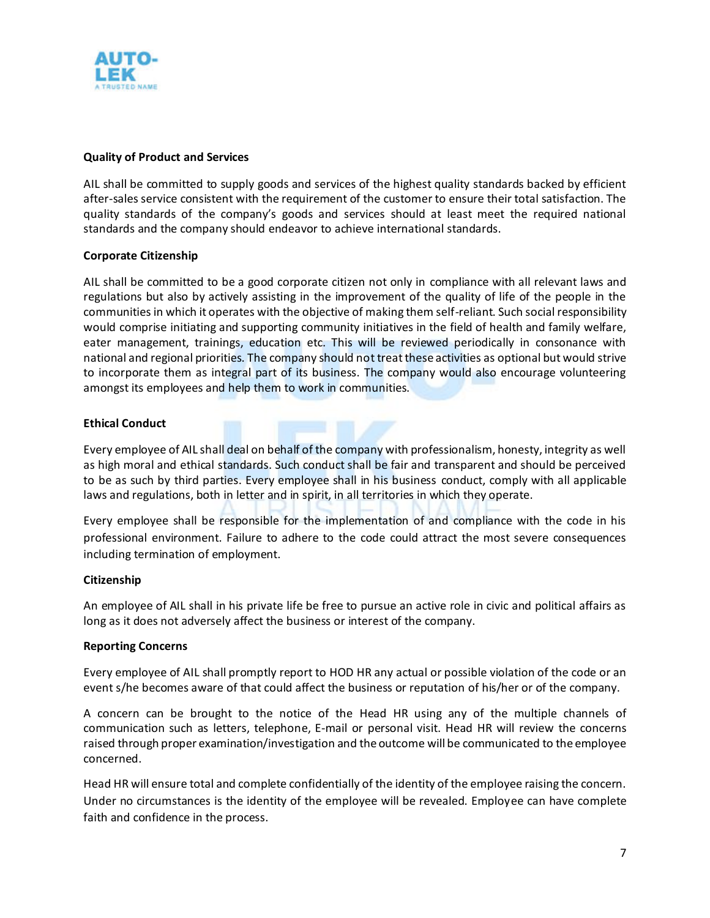**Quality of Product and Services**

AIL shall be committed to supply goods and services of the highest quality standards backed by efficient after-sales service consistent with the requirement of the customer to ensure their total satisfaction. The quality standards of the company's goods and services should at least meet the required national standards and the company should endeavor to achieve international standards.

**Corporate Citizenship**

AIL shall be committed to be a good corporate citizen not only in compliance with all relevant laws and regulations but also by actively assisting in the improvement of the quality of life of the people in the communities in which it operates with the objective of making them self-reliant. Such social responsibility would comprise initiating and supporting community initiatives in the field of health and family welfare, eater management, trainings, education etc. This will be reviewed periodically in consonance with national and regional priorities. The company should not treat these activities as optional but would strive to incorporate them as integral part of its business. The company would also encourage volunteering amongst its employees and help them to work in communities.

**Ethical Conduct**

Every employee of AIL shall deal on behalf of the company with professionalism, honesty, integrity as well as high moral and ethical standards. Such conduct shall be fair and transparent and should be perceived to be as such by third parties. Every employee shall in his business conduct, comply with all applicable laws and regulations, both in letter and in spirit, in all territories in which they operate.

Every employee shall be responsible for the implementation of and compliance with the code in his professional environment. Failure to adhere to the code could attract the most severe consequences including termination of employment.

**Citizenship**

An employee of AIL shall in his private life be free to pursue an active role in civic and political affairs as long as it does not adversely affect the business or interest of the company.

**Reporting Concerns**

Every employee of AIL shall promptly report to HOD HR any actual or possible violation of the code or an event s/he becomes aware of that could affect the business or reputation of his/her or of the company.

A concern can be brought to the notice of the Head HR using any of the multiple channels of communication such as letters, telephone, E-mail or personal visit. Head HR will review the concerns raised through proper examination/investigation and the outcome will be communicated to the employee concerned.

Head HR will ensure total and complete confidentially of the identity of the employee raising the concern. Under no circumstances is the identity of the employee will be revealed. Employee can have complete faith and confidence in the process.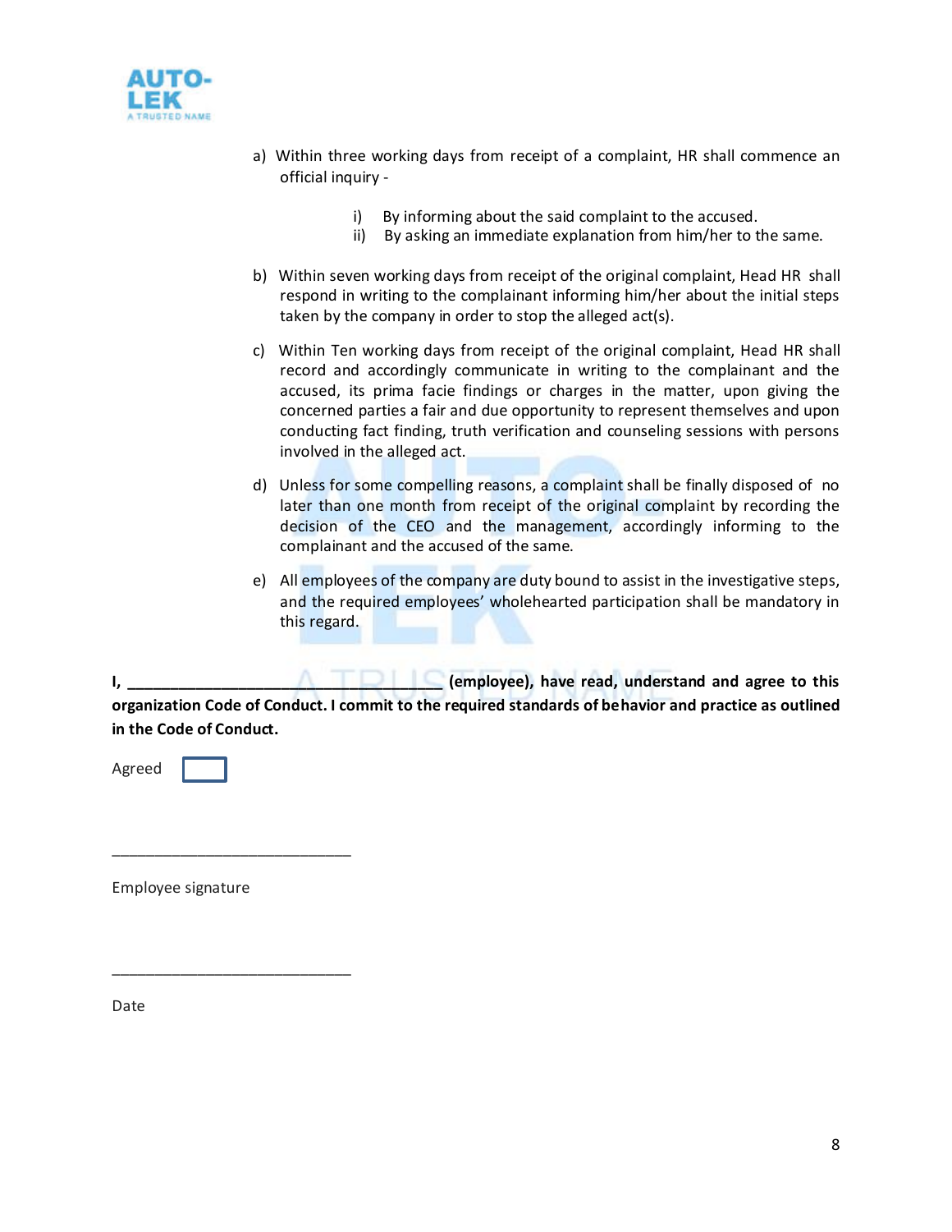a) Within three working days from receipt of a complaint, HR shall commence an official inquiry -

   i) By informing about the said complaint to the accused.
   ii) By asking an immediate explanation from him/her to the same.

b) Within seven working days from receipt of the original complaint, Head HR shall respond in writing to the complainant informing him/her about the initial steps taken by the company in order to stop the alleged act(s).

c) Within Ten working days from receipt of the original complaint, Head HR shall record and accordingly communicate in writing to the complainant and the accused, its prima facie findings or charges in the matter, upon giving the concerned parties a fair and due opportunity to represent themselves and upon conducting fact finding, truth verification and counseling sessions with persons involved in the alleged act.

d) Unless for some compelling reasons, a complaint shall be finally disposed of no later than one month from receipt of the original complaint by recording the decision of the CEO and the management, accordingly informing to the complainant and the accused of the same.

e) All employees of the company are duty bound to assist in the investigative steps, and the required employees' wholehearted participation shall be mandatory in this regard.

**I, ______________________________________ (employee), have read, understand and agree to this organization Code of Conduct. I commit to the required standards of behavior and practice as outlined in the Code of Conduct.**

Agreed ☐

______________________________

Employee signature

______________________________

Date